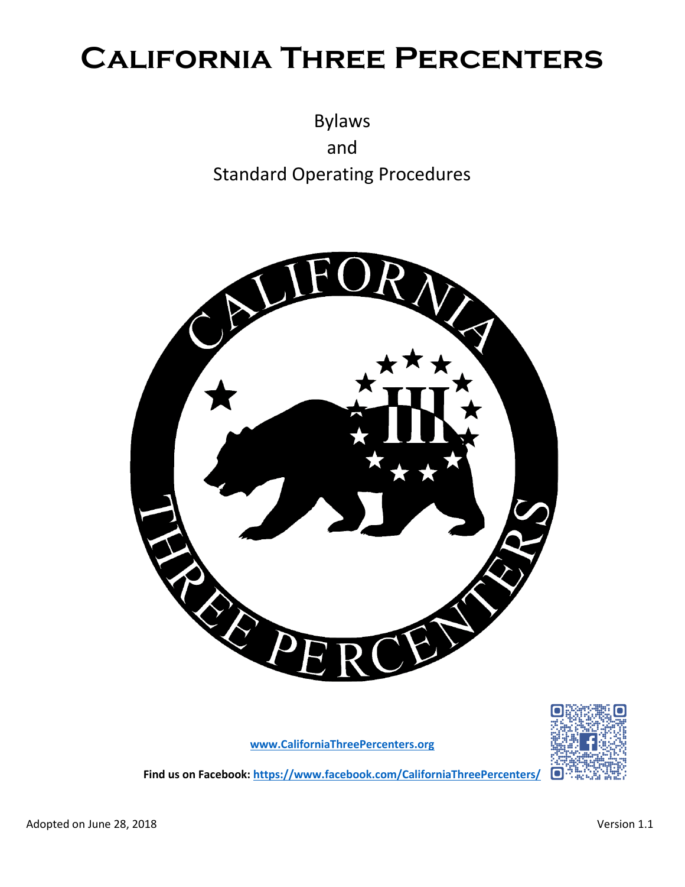# California Three Percenters

Bylaws

and

Standard Operating Procedures

www.CaliforniaThreePercenters.org

**Find us on Facebook: https://www.facebook.com/CaliforniaThreePercenters/**

Adopted on June 28, 2018

Version 1.1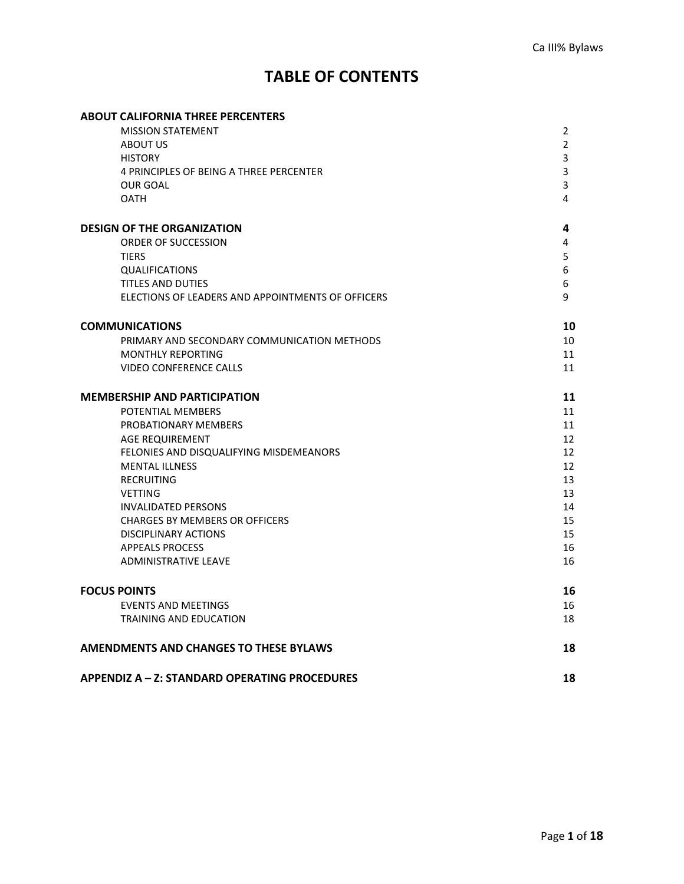# TABLE OF CONTENTS

| | |
|---|---|
| **ABOUT CALIFORNIA THREE PERCENTERS** | |
| MISSION STATEMENT | 2 |
| ABOUT US | 2 |
| HISTORY | 3 |
| 4 PRINCIPLES OF BEING A THREE PERCENTER | 3 |
| OUR GOAL | 3 |
| OATH | 4 |
| **DESIGN OF THE ORGANIZATION** | **4** |
| ORDER OF SUCCESSION | 4 |
| TIERS | 5 |
| QUALIFICATIONS | 6 |
| TITLES AND DUTIES | 6 |
| ELECTIONS OF LEADERS AND APPOINTMENTS OF OFFICERS | 9 |
| **COMMUNICATIONS** | **10** |
| PRIMARY AND SECONDARY COMMUNICATION METHODS | 10 |
| MONTHLY REPORTING | 11 |
| VIDEO CONFERENCE CALLS | 11 |
| **MEMBERSHIP AND PARTICIPATION** | **11** |
| POTENTIAL MEMBERS | 11 |
| PROBATIONARY MEMBERS | 11 |
| AGE REQUIREMENT | 12 |
| FELONIES AND DISQUALIFYING MISDEMEANORS | 12 |
| MENTAL ILLNESS | 12 |
| RECRUITING | 13 |
| VETTING | 13 |
| INVALIDATED PERSONS | 14 |
| CHARGES BY MEMBERS OR OFFICERS | 15 |
| DISCIPLINARY ACTIONS | 15 |
| APPEALS PROCESS | 16 |
| ADMINISTRATIVE LEAVE | 16 |
| **FOCUS POINTS** | **16** |
| EVENTS AND MEETINGS | 16 |
| TRAINING AND EDUCATION | 18 |
| **AMENDMENTS AND CHANGES TO THESE BYLAWS** | **18** |
| **APPENDIZ A – Z: STANDARD OPERATING PROCEDURES** | **18** |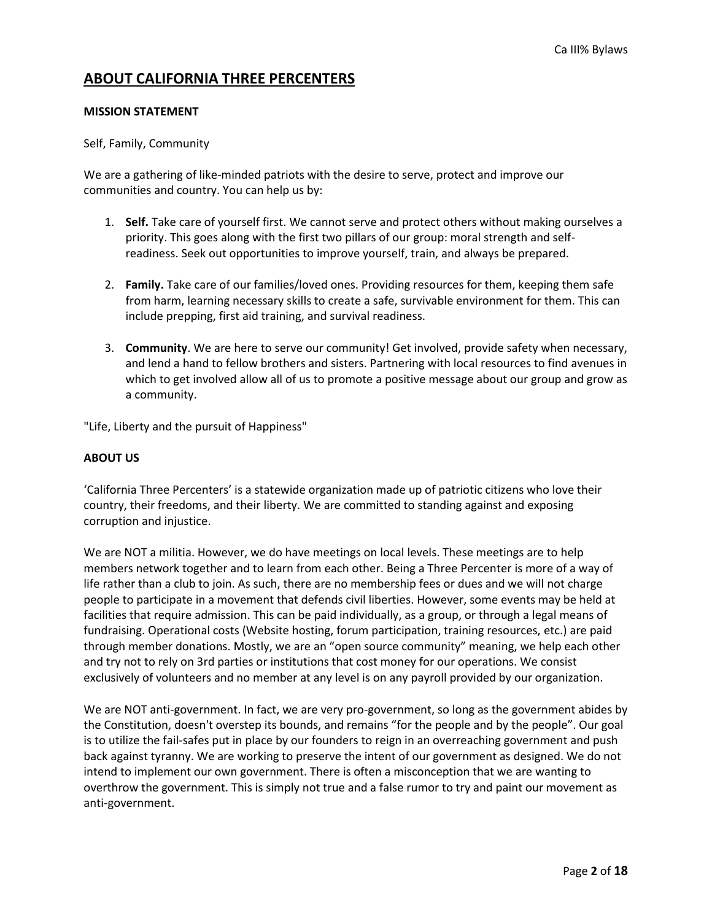## ABOUT CALIFORNIA THREE PERCENTERS

**MISSION STATEMENT**

Self, Family, Community

We are a gathering of like-minded patriots with the desire to serve, protect and improve our communities and country. You can help us by:

1. **Self.** Take care of yourself first. We cannot serve and protect others without making ourselves a priority. This goes along with the first two pillars of our group: moral strength and self-readiness. Seek out opportunities to improve yourself, train, and always be prepared.

2. **Family.** Take care of our families/loved ones. Providing resources for them, keeping them safe from harm, learning necessary skills to create a safe, survivable environment for them. This can include prepping, first aid training, and survival readiness.

3. **Community**. We are here to serve our community! Get involved, provide safety when necessary, and lend a hand to fellow brothers and sisters. Partnering with local resources to find avenues in which to get involved allow all of us to promote a positive message about our group and grow as a community.

"Life, Liberty and the pursuit of Happiness"

**ABOUT US**

'California Three Percenters' is a statewide organization made up of patriotic citizens who love their country, their freedoms, and their liberty. We are committed to standing against and exposing corruption and injustice.

We are NOT a militia. However, we do have meetings on local levels. These meetings are to help members network together and to learn from each other. Being a Three Percenter is more of a way of life rather than a club to join. As such, there are no membership fees or dues and we will not charge people to participate in a movement that defends civil liberties. However, some events may be held at facilities that require admission. This can be paid individually, as a group, or through a legal means of fundraising. Operational costs (Website hosting, forum participation, training resources, etc.) are paid through member donations. Mostly, we are an "open source community" meaning, we help each other and try not to rely on 3rd parties or institutions that cost money for our operations. We consist exclusively of volunteers and no member at any level is on any payroll provided by our organization.

We are NOT anti-government. In fact, we are very pro-government, so long as the government abides by the Constitution, doesn't overstep its bounds, and remains "for the people and by the people". Our goal is to utilize the fail-safes put in place by our founders to reign in an overreaching government and push back against tyranny. We are working to preserve the intent of our government as designed. We do not intend to implement our own government. There is often a misconception that we are wanting to overthrow the government. This is simply not true and a false rumor to try and paint our movement as anti-government.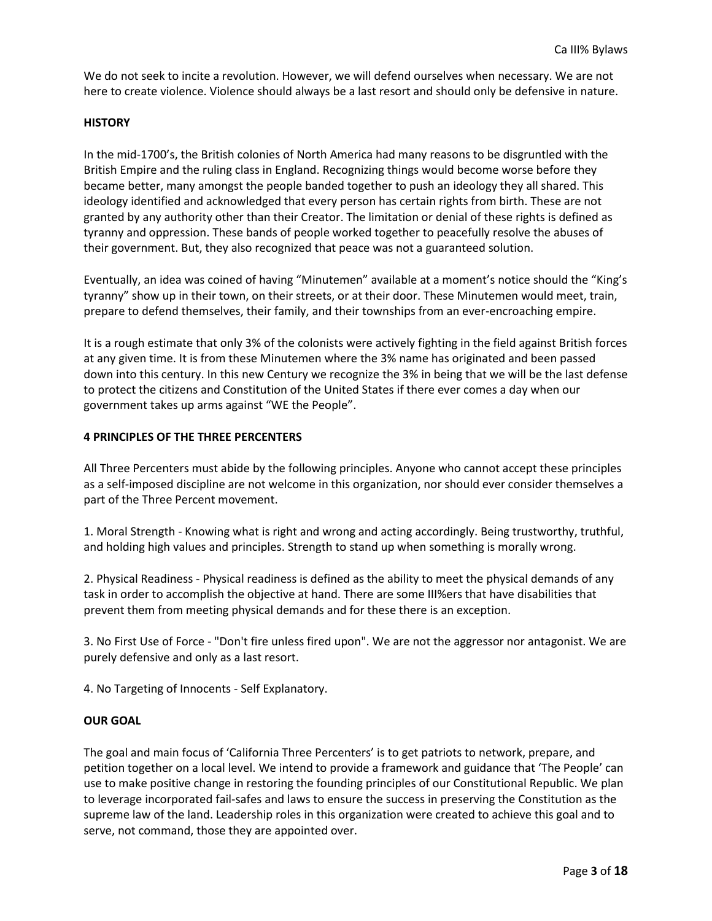We do not seek to incite a revolution. However, we will defend ourselves when necessary. We are not here to create violence. Violence should always be a last resort and should only be defensive in nature.

**HISTORY**

In the mid-1700's, the British colonies of North America had many reasons to be disgruntled with the British Empire and the ruling class in England. Recognizing things would become worse before they became better, many amongst the people banded together to push an ideology they all shared. This ideology identified and acknowledged that every person has certain rights from birth. These are not granted by any authority other than their Creator. The limitation or denial of these rights is defined as tyranny and oppression. These bands of people worked together to peacefully resolve the abuses of their government. But, they also recognized that peace was not a guaranteed solution.

Eventually, an idea was coined of having "Minutemen" available at a moment's notice should the "King's tyranny" show up in their town, on their streets, or at their door. These Minutemen would meet, train, prepare to defend themselves, their family, and their townships from an ever-encroaching empire.

It is a rough estimate that only 3% of the colonists were actively fighting in the field against British forces at any given time. It is from these Minutemen where the 3% name has originated and been passed down into this century. In this new Century we recognize the 3% in being that we will be the last defense to protect the citizens and Constitution of the United States if there ever comes a day when our government takes up arms against "WE the People".

**4 PRINCIPLES OF THE THREE PERCENTERS**

All Three Percenters must abide by the following principles. Anyone who cannot accept these principles as a self-imposed discipline are not welcome in this organization, nor should ever consider themselves a part of the Three Percent movement.

1. Moral Strength - Knowing what is right and wrong and acting accordingly. Being trustworthy, truthful, and holding high values and principles. Strength to stand up when something is morally wrong.

2. Physical Readiness - Physical readiness is defined as the ability to meet the physical demands of any task in order to accomplish the objective at hand. There are some III%ers that have disabilities that prevent them from meeting physical demands and for these there is an exception.

3. No First Use of Force - "Don't fire unless fired upon". We are not the aggressor nor antagonist. We are purely defensive and only as a last resort.

4. No Targeting of Innocents - Self Explanatory.

**OUR GOAL**

The goal and main focus of 'California Three Percenters' is to get patriots to network, prepare, and petition together on a local level. We intend to provide a framework and guidance that 'The People' can use to make positive change in restoring the founding principles of our Constitutional Republic. We plan to leverage incorporated fail-safes and laws to ensure the success in preserving the Constitution as the supreme law of the land. Leadership roles in this organization were created to achieve this goal and to serve, not command, those they are appointed over.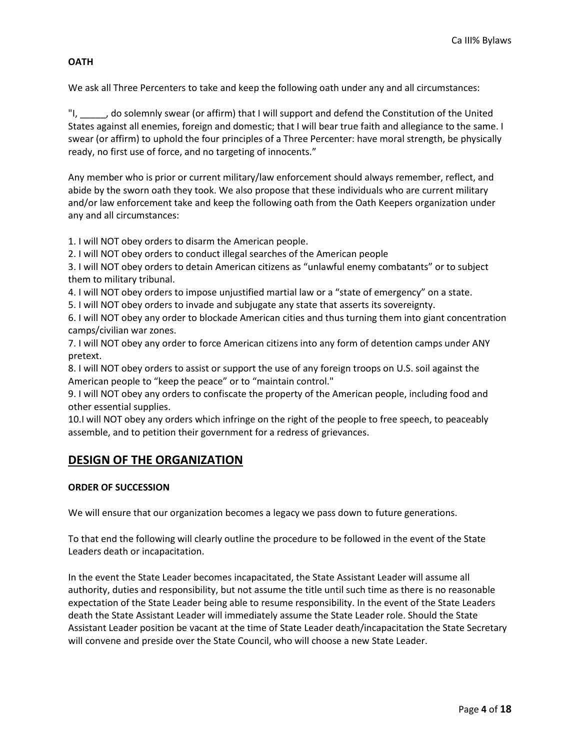**OATH**

We ask all Three Percenters to take and keep the following oath under any and all circumstances:

"I, _____, do solemnly swear (or affirm) that I will support and defend the Constitution of the United States against all enemies, foreign and domestic; that I will bear true faith and allegiance to the same. I swear (or affirm) to uphold the four principles of a Three Percenter: have moral strength, be physically ready, no first use of force, and no targeting of innocents."

Any member who is prior or current military/law enforcement should always remember, reflect, and abide by the sworn oath they took. We also propose that these individuals who are current military and/or law enforcement take and keep the following oath from the Oath Keepers organization under any and all circumstances:

1. I will NOT obey orders to disarm the American people.
2. I will NOT obey orders to conduct illegal searches of the American people
3. I will NOT obey orders to detain American citizens as "unlawful enemy combatants" or to subject them to military tribunal.
4. I will NOT obey orders to impose unjustified martial law or a "state of emergency" on a state.
5. I will NOT obey orders to invade and subjugate any state that asserts its sovereignty.
6. I will NOT obey any order to blockade American cities and thus turning them into giant concentration camps/civilian war zones.
7. I will NOT obey any order to force American citizens into any form of detention camps under ANY pretext.
8. I will NOT obey orders to assist or support the use of any foreign troops on U.S. soil against the American people to "keep the peace" or to "maintain control."
9. I will NOT obey any orders to confiscate the property of the American people, including food and other essential supplies.
10. I will NOT obey any orders which infringe on the right of the people to free speech, to peaceably assemble, and to petition their government for a redress of grievances.

## DESIGN OF THE ORGANIZATION

**ORDER OF SUCCESSION**

We will ensure that our organization becomes a legacy we pass down to future generations.

To that end the following will clearly outline the procedure to be followed in the event of the State Leaders death or incapacitation.

In the event the State Leader becomes incapacitated, the State Assistant Leader will assume all authority, duties and responsibility, but not assume the title until such time as there is no reasonable expectation of the State Leader being able to resume responsibility. In the event of the State Leaders death the State Assistant Leader will immediately assume the State Leader role. Should the State Assistant Leader position be vacant at the time of State Leader death/incapacitation the State Secretary will convene and preside over the State Council, who will choose a new State Leader.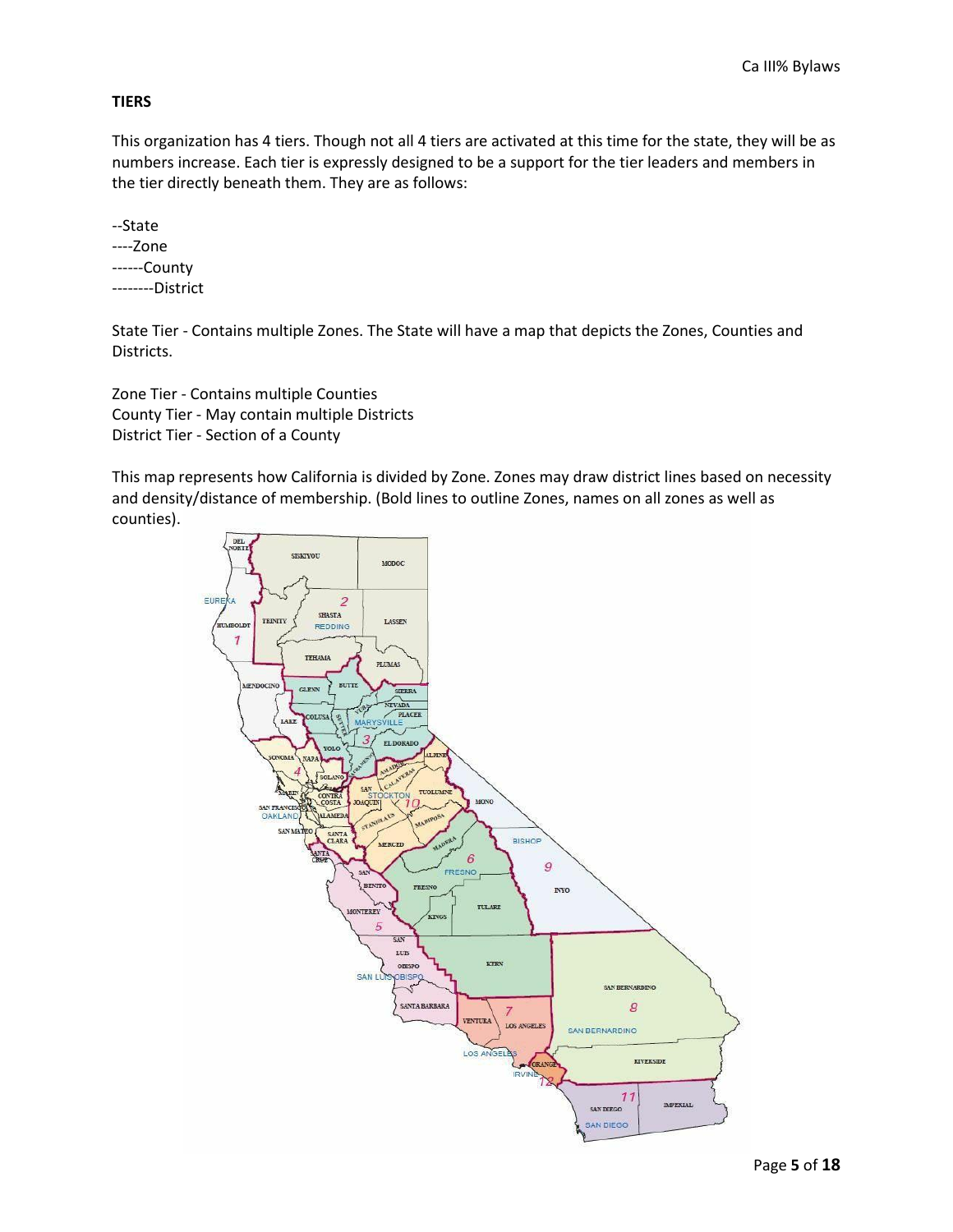**TIERS**

This organization has 4 tiers. Though not all 4 tiers are activated at this time for the state, they will be as numbers increase. Each tier is expressly designed to be a support for the tier leaders and members in the tier directly beneath them. They are as follows:

--State
----Zone
------County
--------District

State Tier - Contains multiple Zones. The State will have a map that depicts the Zones, Counties and Districts.

Zone Tier - Contains multiple Counties
County Tier - May contain multiple Districts
District Tier - Section of a County

This map represents how California is divided by Zone. Zones may draw district lines based on necessity and density/distance of membership. (Bold lines to outline Zones, names on all zones as well as counties).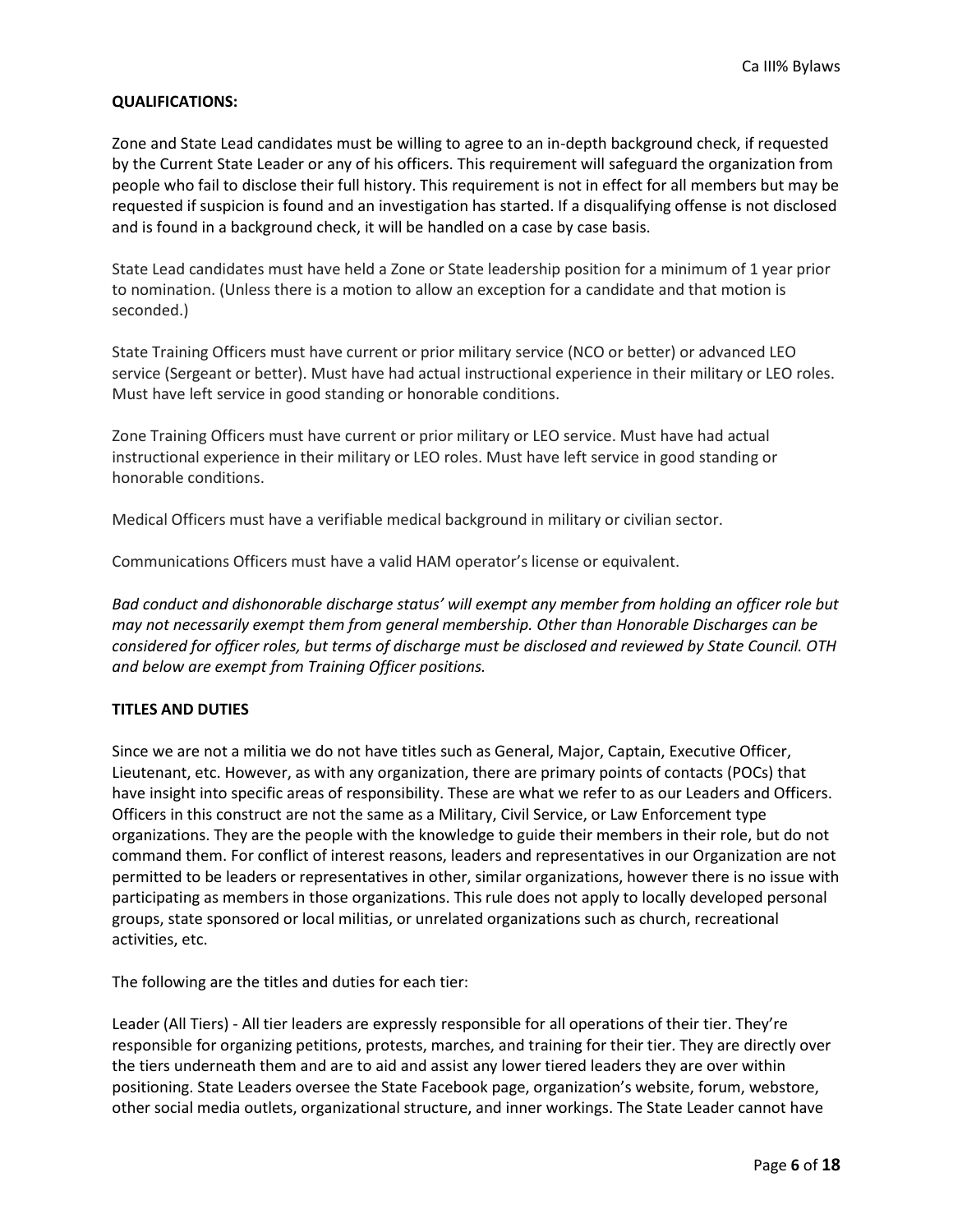**QUALIFICATIONS:**

Zone and State Lead candidates must be willing to agree to an in-depth background check, if requested by the Current State Leader or any of his officers. This requirement will safeguard the organization from people who fail to disclose their full history. This requirement is not in effect for all members but may be requested if suspicion is found and an investigation has started. If a disqualifying offense is not disclosed and is found in a background check, it will be handled on a case by case basis.

State Lead candidates must have held a Zone or State leadership position for a minimum of 1 year prior to nomination. (Unless there is a motion to allow an exception for a candidate and that motion is seconded.)

State Training Officers must have current or prior military service (NCO or better) or advanced LEO service (Sergeant or better). Must have had actual instructional experience in their military or LEO roles. Must have left service in good standing or honorable conditions.

Zone Training Officers must have current or prior military or LEO service. Must have had actual instructional experience in their military or LEO roles. Must have left service in good standing or honorable conditions.

Medical Officers must have a verifiable medical background in military or civilian sector.

Communications Officers must have a valid HAM operator's license or equivalent.

*Bad conduct and dishonorable discharge status' will exempt any member from holding an officer role but may not necessarily exempt them from general membership. Other than Honorable Discharges can be considered for officer roles, but terms of discharge must be disclosed and reviewed by State Council. OTH and below are exempt from Training Officer positions.*

**TITLES AND DUTIES**

Since we are not a militia we do not have titles such as General, Major, Captain, Executive Officer, Lieutenant, etc. However, as with any organization, there are primary points of contacts (POCs) that have insight into specific areas of responsibility. These are what we refer to as our Leaders and Officers. Officers in this construct are not the same as a Military, Civil Service, or Law Enforcement type organizations. They are the people with the knowledge to guide their members in their role, but do not command them. For conflict of interest reasons, leaders and representatives in our Organization are not permitted to be leaders or representatives in other, similar organizations, however there is no issue with participating as members in those organizations. This rule does not apply to locally developed personal groups, state sponsored or local militias, or unrelated organizations such as church, recreational activities, etc.

The following are the titles and duties for each tier:

Leader (All Tiers) - All tier leaders are expressly responsible for all operations of their tier. They're responsible for organizing petitions, protests, marches, and training for their tier. They are directly over the tiers underneath them and are to aid and assist any lower tiered leaders they are over within positioning. State Leaders oversee the State Facebook page, organization's website, forum, webstore, other social media outlets, organizational structure, and inner workings. The State Leader cannot have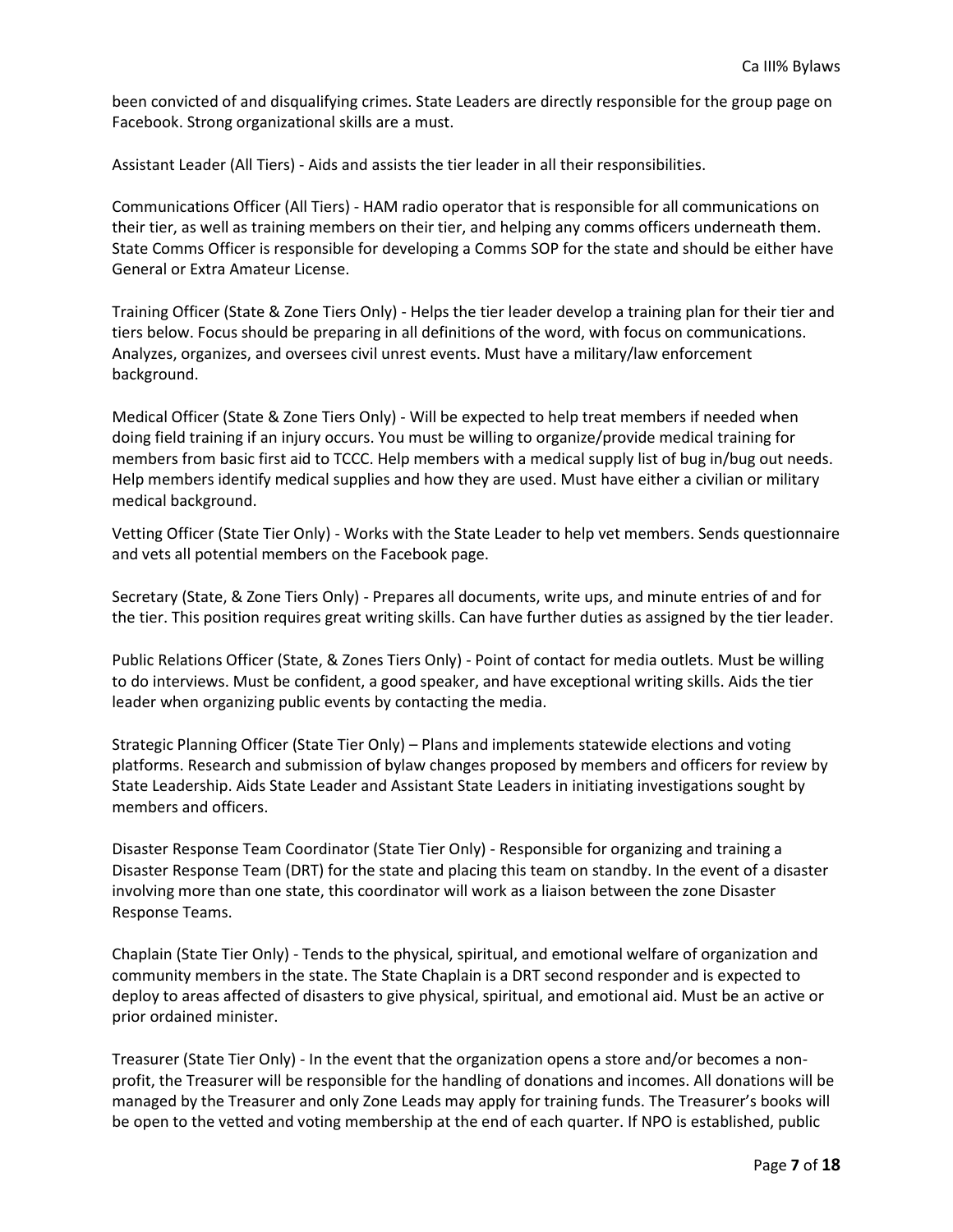been convicted of and disqualifying crimes. State Leaders are directly responsible for the group page on Facebook. Strong organizational skills are a must.

Assistant Leader (All Tiers) - Aids and assists the tier leader in all their responsibilities.

Communications Officer (All Tiers) - HAM radio operator that is responsible for all communications on their tier, as well as training members on their tier, and helping any comms officers underneath them. State Comms Officer is responsible for developing a Comms SOP for the state and should be either have General or Extra Amateur License.

Training Officer (State & Zone Tiers Only) - Helps the tier leader develop a training plan for their tier and tiers below. Focus should be preparing in all definitions of the word, with focus on communications. Analyzes, organizes, and oversees civil unrest events. Must have a military/law enforcement background.

Medical Officer (State & Zone Tiers Only) - Will be expected to help treat members if needed when doing field training if an injury occurs. You must be willing to organize/provide medical training for members from basic first aid to TCCC. Help members with a medical supply list of bug in/bug out needs. Help members identify medical supplies and how they are used. Must have either a civilian or military medical background.

Vetting Officer (State Tier Only) - Works with the State Leader to help vet members. Sends questionnaire and vets all potential members on the Facebook page.

Secretary (State, & Zone Tiers Only) - Prepares all documents, write ups, and minute entries of and for the tier. This position requires great writing skills. Can have further duties as assigned by the tier leader.

Public Relations Officer (State, & Zones Tiers Only) - Point of contact for media outlets. Must be willing to do interviews. Must be confident, a good speaker, and have exceptional writing skills. Aids the tier leader when organizing public events by contacting the media.

Strategic Planning Officer (State Tier Only) – Plans and implements statewide elections and voting platforms. Research and submission of bylaw changes proposed by members and officers for review by State Leadership. Aids State Leader and Assistant State Leaders in initiating investigations sought by members and officers.

Disaster Response Team Coordinator (State Tier Only) - Responsible for organizing and training a Disaster Response Team (DRT) for the state and placing this team on standby. In the event of a disaster involving more than one state, this coordinator will work as a liaison between the zone Disaster Response Teams.

Chaplain (State Tier Only) - Tends to the physical, spiritual, and emotional welfare of organization and community members in the state. The State Chaplain is a DRT second responder and is expected to deploy to areas affected of disasters to give physical, spiritual, and emotional aid. Must be an active or prior ordained minister.

Treasurer (State Tier Only) - In the event that the organization opens a store and/or becomes a non-profit, the Treasurer will be responsible for the handling of donations and incomes. All donations will be managed by the Treasurer and only Zone Leads may apply for training funds. The Treasurer's books will be open to the vetted and voting membership at the end of each quarter. If NPO is established, public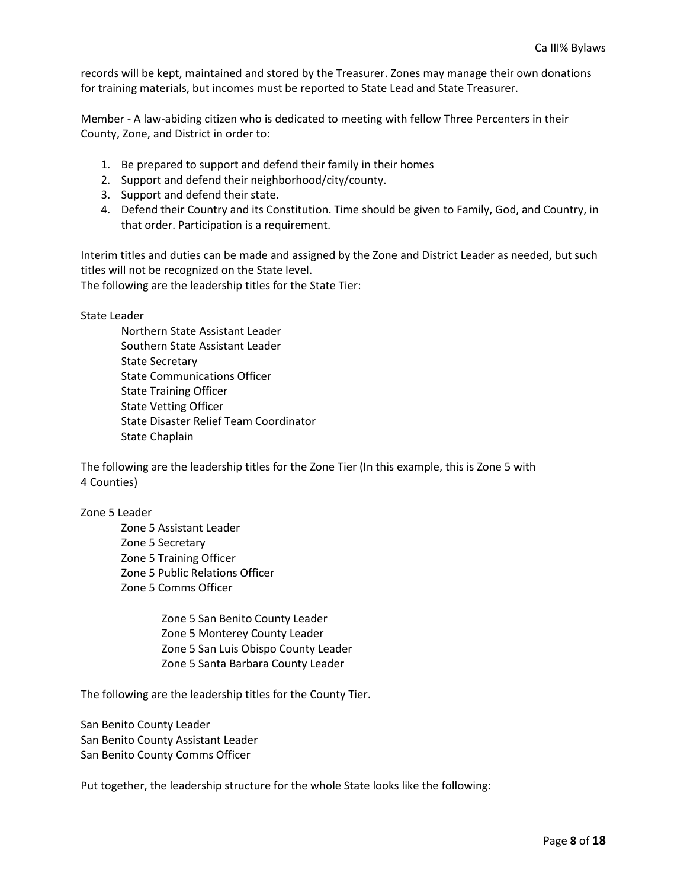records will be kept, maintained and stored by the Treasurer. Zones may manage their own donations for training materials, but incomes must be reported to State Lead and State Treasurer.

Member - A law-abiding citizen who is dedicated to meeting with fellow Three Percenters in their County, Zone, and District in order to:

1. Be prepared to support and defend their family in their homes
2. Support and defend their neighborhood/city/county.
3. Support and defend their state.
4. Defend their Country and its Constitution. Time should be given to Family, God, and Country, in that order. Participation is a requirement.

Interim titles and duties can be made and assigned by the Zone and District Leader as needed, but such titles will not be recognized on the State level.
The following are the leadership titles for the State Tier:

State Leader
- Northern State Assistant Leader
- Southern State Assistant Leader
- State Secretary
- State Communications Officer
- State Training Officer
- State Vetting Officer
- State Disaster Relief Team Coordinator
- State Chaplain

The following are the leadership titles for the Zone Tier (In this example, this is Zone 5 with 4 Counties)

Zone 5 Leader
- Zone 5 Assistant Leader
- Zone 5 Secretary
- Zone 5 Training Officer
- Zone 5 Public Relations Officer
- Zone 5 Comms Officer
    - Zone 5 San Benito County Leader
    - Zone 5 Monterey County Leader
    - Zone 5 San Luis Obispo County Leader
    - Zone 5 Santa Barbara County Leader

The following are the leadership titles for the County Tier.

San Benito County Leader
San Benito County Assistant Leader
San Benito County Comms Officer

Put together, the leadership structure for the whole State looks like the following: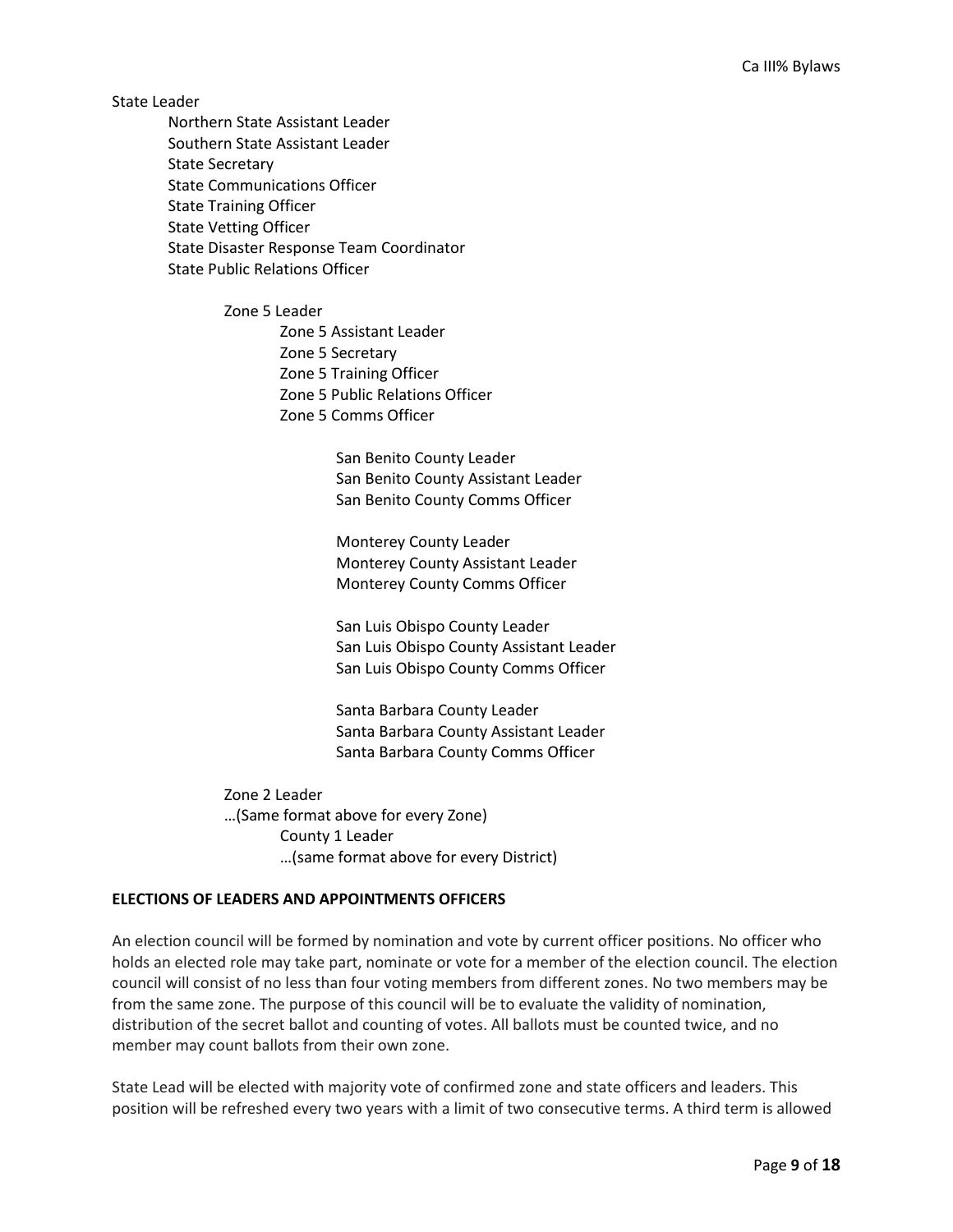State Leader

- Northern State Assistant Leader
- Southern State Assistant Leader
- State Secretary
- State Communications Officer
- State Training Officer
- State Vetting Officer
- State Disaster Response Team Coordinator
- State Public Relations Officer
    - Zone 5 Leader
        - Zone 5 Assistant Leader
        - Zone 5 Secretary
        - Zone 5 Training Officer
        - Zone 5 Public Relations Officer
        - Zone 5 Comms Officer
            - San Benito County Leader
            - San Benito County Assistant Leader
            - San Benito County Comms Officer

            - Monterey County Leader
            - Monterey County Assistant Leader
            - Monterey County Comms Officer

            - San Luis Obispo County Leader
            - San Luis Obispo County Assistant Leader
            - San Luis Obispo County Comms Officer

            - Santa Barbara County Leader
            - Santa Barbara County Assistant Leader
            - Santa Barbara County Comms Officer
    - Zone 2 Leader
    - …(Same format above for every Zone)
        - County 1 Leader
        - …(same format above for every District)

**ELECTIONS OF LEADERS AND APPOINTMENTS OFFICERS**

An election council will be formed by nomination and vote by current officer positions. No officer who holds an elected role may take part, nominate or vote for a member of the election council. The election council will consist of no less than four voting members from different zones. No two members may be from the same zone. The purpose of this council will be to evaluate the validity of nomination, distribution of the secret ballot and counting of votes. All ballots must be counted twice, and no member may count ballots from their own zone.

State Lead will be elected with majority vote of confirmed zone and state officers and leaders. This position will be refreshed every two years with a limit of two consecutive terms. A third term is allowed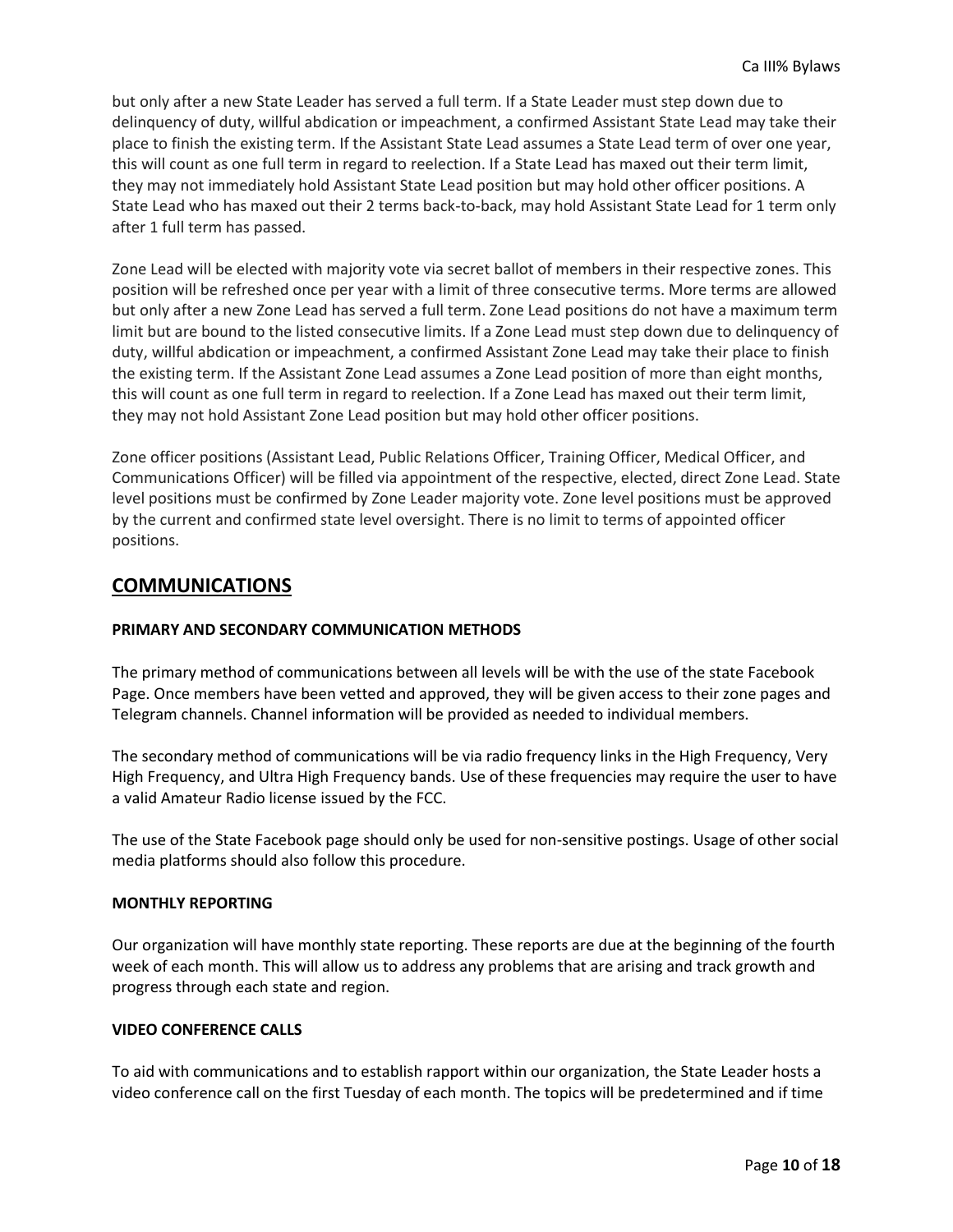but only after a new State Leader has served a full term. If a State Leader must step down due to delinquency of duty, willful abdication or impeachment, a confirmed Assistant State Lead may take their place to finish the existing term. If the Assistant State Lead assumes a State Lead term of over one year, this will count as one full term in regard to reelection. If a State Lead has maxed out their term limit, they may not immediately hold Assistant State Lead position but may hold other officer positions. A State Lead who has maxed out their 2 terms back-to-back, may hold Assistant State Lead for 1 term only after 1 full term has passed.

Zone Lead will be elected with majority vote via secret ballot of members in their respective zones. This position will be refreshed once per year with a limit of three consecutive terms. More terms are allowed but only after a new Zone Lead has served a full term. Zone Lead positions do not have a maximum term limit but are bound to the listed consecutive limits. If a Zone Lead must step down due to delinquency of duty, willful abdication or impeachment, a confirmed Assistant Zone Lead may take their place to finish the existing term. If the Assistant Zone Lead assumes a Zone Lead position of more than eight months, this will count as one full term in regard to reelection. If a Zone Lead has maxed out their term limit, they may not hold Assistant Zone Lead position but may hold other officer positions.

Zone officer positions (Assistant Lead, Public Relations Officer, Training Officer, Medical Officer, and Communications Officer) will be filled via appointment of the respective, elected, direct Zone Lead. State level positions must be confirmed by Zone Leader majority vote. Zone level positions must be approved by the current and confirmed state level oversight. There is no limit to terms of appointed officer positions.

## COMMUNICATIONS

### PRIMARY AND SECONDARY COMMUNICATION METHODS

The primary method of communications between all levels will be with the use of the state Facebook Page. Once members have been vetted and approved, they will be given access to their zone pages and Telegram channels. Channel information will be provided as needed to individual members.

The secondary method of communications will be via radio frequency links in the High Frequency, Very High Frequency, and Ultra High Frequency bands. Use of these frequencies may require the user to have a valid Amateur Radio license issued by the FCC.

The use of the State Facebook page should only be used for non-sensitive postings. Usage of other social media platforms should also follow this procedure.

### MONTHLY REPORTING

Our organization will have monthly state reporting. These reports are due at the beginning of the fourth week of each month. This will allow us to address any problems that are arising and track growth and progress through each state and region.

### VIDEO CONFERENCE CALLS

To aid with communications and to establish rapport within our organization, the State Leader hosts a video conference call on the first Tuesday of each month. The topics will be predetermined and if time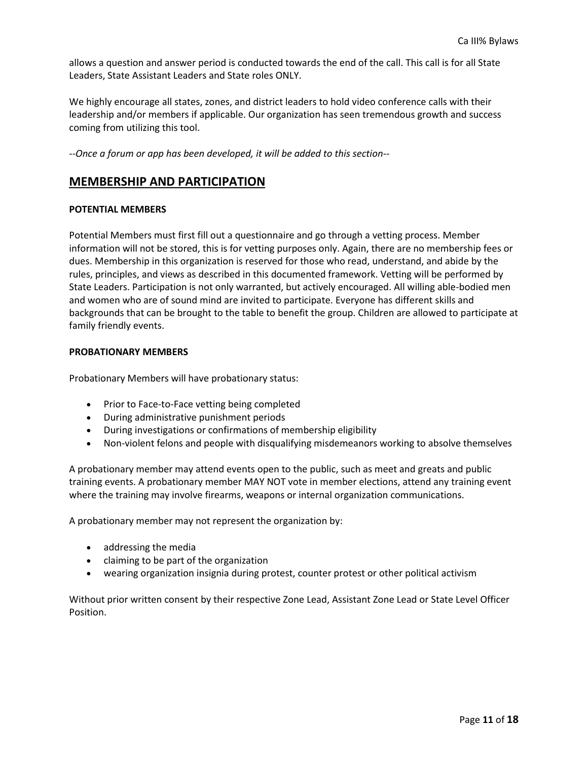allows a question and answer period is conducted towards the end of the call. This call is for all State Leaders, State Assistant Leaders and State roles ONLY.

We highly encourage all states, zones, and district leaders to hold video conference calls with their leadership and/or members if applicable. Our organization has seen tremendous growth and success coming from utilizing this tool.

*--Once a forum or app has been developed, it will be added to this section--*

## MEMBERSHIP AND PARTICIPATION

**POTENTIAL MEMBERS**

Potential Members must first fill out a questionnaire and go through a vetting process. Member information will not be stored, this is for vetting purposes only. Again, there are no membership fees or dues. Membership in this organization is reserved for those who read, understand, and abide by the rules, principles, and views as described in this documented framework. Vetting will be performed by State Leaders. Participation is not only warranted, but actively encouraged. All willing able-bodied men and women who are of sound mind are invited to participate. Everyone has different skills and backgrounds that can be brought to the table to benefit the group. Children are allowed to participate at family friendly events.

**PROBATIONARY MEMBERS**

Probationary Members will have probationary status:

- Prior to Face-to-Face vetting being completed
- During administrative punishment periods
- During investigations or confirmations of membership eligibility
- Non-violent felons and people with disqualifying misdemeanors working to absolve themselves

A probationary member may attend events open to the public, such as meet and greats and public training events. A probationary member MAY NOT vote in member elections, attend any training event where the training may involve firearms, weapons or internal organization communications.

A probationary member may not represent the organization by:

- addressing the media
- claiming to be part of the organization
- wearing organization insignia during protest, counter protest or other political activism

Without prior written consent by their respective Zone Lead, Assistant Zone Lead or State Level Officer Position.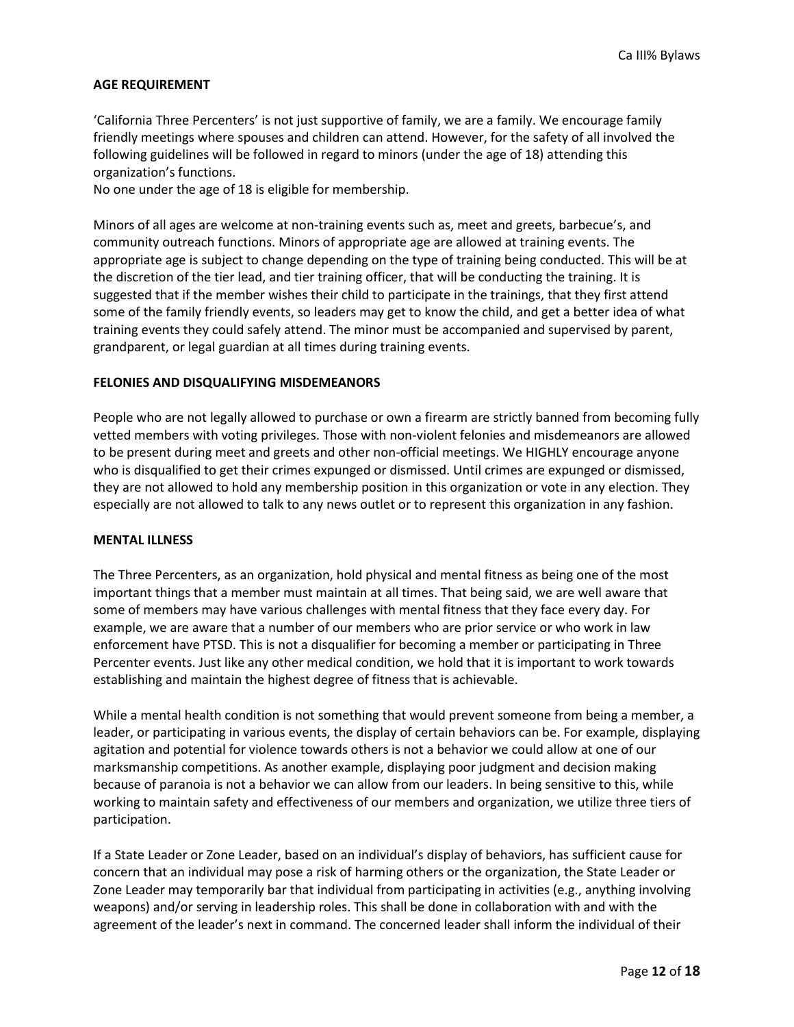**AGE REQUIREMENT**

'California Three Percenters' is not just supportive of family, we are a family. We encourage family friendly meetings where spouses and children can attend. However, for the safety of all involved the following guidelines will be followed in regard to minors (under the age of 18) attending this organization's functions.
No one under the age of 18 is eligible for membership.

Minors of all ages are welcome at non-training events such as, meet and greets, barbecue's, and community outreach functions. Minors of appropriate age are allowed at training events. The appropriate age is subject to change depending on the type of training being conducted. This will be at the discretion of the tier lead, and tier training officer, that will be conducting the training. It is suggested that if the member wishes their child to participate in the trainings, that they first attend some of the family friendly events, so leaders may get to know the child, and get a better idea of what training events they could safely attend. The minor must be accompanied and supervised by parent, grandparent, or legal guardian at all times during training events.

**FELONIES AND DISQUALIFYING MISDEMEANORS**

People who are not legally allowed to purchase or own a firearm are strictly banned from becoming fully vetted members with voting privileges. Those with non-violent felonies and misdemeanors are allowed to be present during meet and greets and other non-official meetings. We HIGHLY encourage anyone who is disqualified to get their crimes expunged or dismissed. Until crimes are expunged or dismissed, they are not allowed to hold any membership position in this organization or vote in any election. They especially are not allowed to talk to any news outlet or to represent this organization in any fashion.

**MENTAL ILLNESS**

The Three Percenters, as an organization, hold physical and mental fitness as being one of the most important things that a member must maintain at all times. That being said, we are well aware that some of members may have various challenges with mental fitness that they face every day. For example, we are aware that a number of our members who are prior service or who work in law enforcement have PTSD. This is not a disqualifier for becoming a member or participating in Three Percenter events. Just like any other medical condition, we hold that it is important to work towards establishing and maintain the highest degree of fitness that is achievable.

While a mental health condition is not something that would prevent someone from being a member, a leader, or participating in various events, the display of certain behaviors can be. For example, displaying agitation and potential for violence towards others is not a behavior we could allow at one of our marksmanship competitions. As another example, displaying poor judgment and decision making because of paranoia is not a behavior we can allow from our leaders. In being sensitive to this, while working to maintain safety and effectiveness of our members and organization, we utilize three tiers of participation.

If a State Leader or Zone Leader, based on an individual's display of behaviors, has sufficient cause for concern that an individual may pose a risk of harming others or the organization, the State Leader or Zone Leader may temporarily bar that individual from participating in activities (e.g., anything involving weapons) and/or serving in leadership roles. This shall be done in collaboration with and with the agreement of the leader's next in command. The concerned leader shall inform the individual of their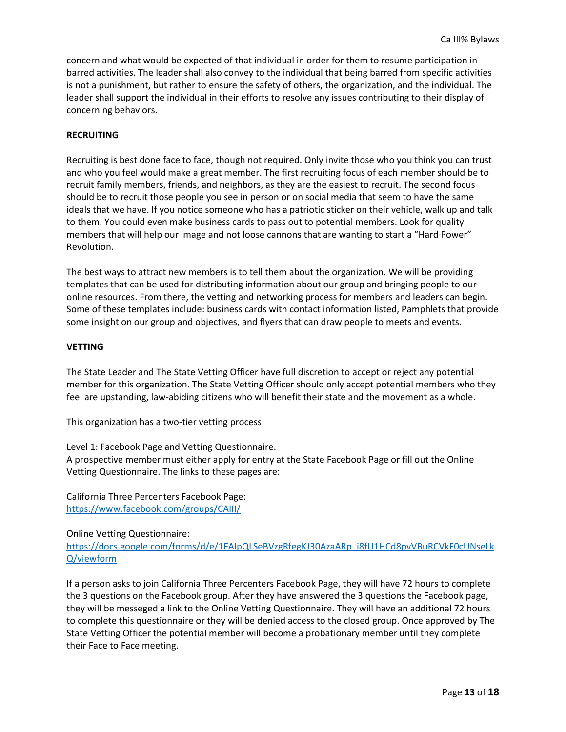concern and what would be expected of that individual in order for them to resume participation in barred activities. The leader shall also convey to the individual that being barred from specific activities is not a punishment, but rather to ensure the safety of others, the organization, and the individual. The leader shall support the individual in their efforts to resolve any issues contributing to their display of concerning behaviors.

**RECRUITING**

Recruiting is best done face to face, though not required. Only invite those who you think you can trust and who you feel would make a great member. The first recruiting focus of each member should be to recruit family members, friends, and neighbors, as they are the easiest to recruit. The second focus should be to recruit those people you see in person or on social media that seem to have the same ideals that we have. If you notice someone who has a patriotic sticker on their vehicle, walk up and talk to them. You could even make business cards to pass out to potential members. Look for quality members that will help our image and not loose cannons that are wanting to start a "Hard Power" Revolution.

The best ways to attract new members is to tell them about the organization. We will be providing templates that can be used for distributing information about our group and bringing people to our online resources. From there, the vetting and networking process for members and leaders can begin. Some of these templates include: business cards with contact information listed, Pamphlets that provide some insight on our group and objectives, and flyers that can draw people to meets and events.

**VETTING**

The State Leader and The State Vetting Officer have full discretion to accept or reject any potential member for this organization. The State Vetting Officer should only accept potential members who they feel are upstanding, law-abiding citizens who will benefit their state and the movement as a whole.

This organization has a two-tier vetting process:

Level 1: Facebook Page and Vetting Questionnaire.
A prospective member must either apply for entry at the State Facebook Page or fill out the Online Vetting Questionnaire. The links to these pages are:

California Three Percenters Facebook Page:
https://www.facebook.com/groups/CAIII/

Online Vetting Questionnaire:
https://docs.google.com/forms/d/e/1FAIpQLSeBVzgRfegKJ30AzaARp_i8fU1HCd8pvVBuRCVkF0cUNseLkQ/viewform

If a person asks to join California Three Percenters Facebook Page, they will have 72 hours to complete the 3 questions on the Facebook group. After they have answered the 3 questions the Facebook page, they will be messeged a link to the Online Vetting Questionnaire. They will have an additional 72 hours to complete this questionnaire or they will be denied access to the closed group. Once approved by The State Vetting Officer the potential member will become a probationary member until they complete their Face to Face meeting.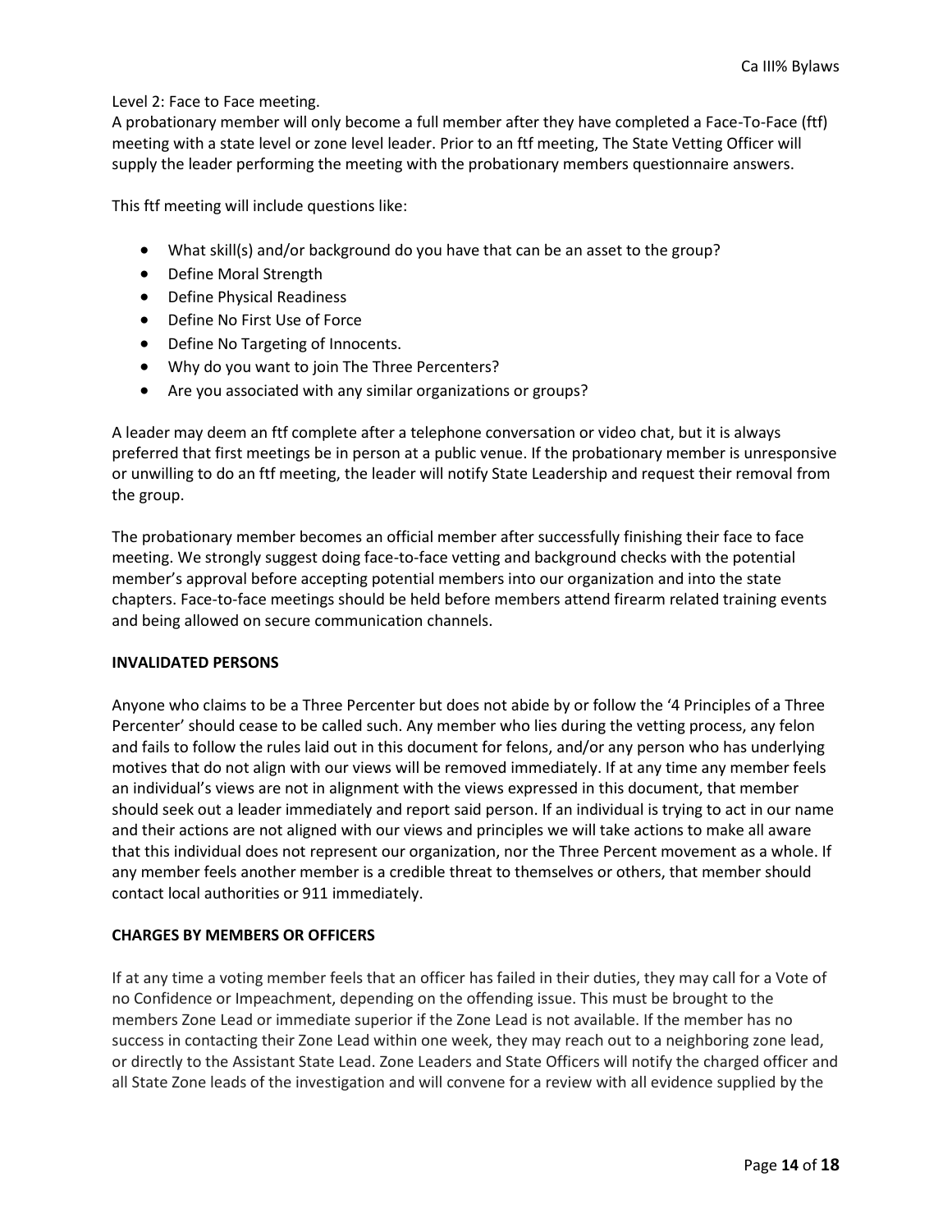Level 2: Face to Face meeting.

A probationary member will only become a full member after they have completed a Face-To-Face (ftf) meeting with a state level or zone level leader. Prior to an ftf meeting, The State Vetting Officer will supply the leader performing the meeting with the probationary members questionnaire answers.

This ftf meeting will include questions like:

- What skill(s) and/or background do you have that can be an asset to the group?
- Define Moral Strength
- Define Physical Readiness
- Define No First Use of Force
- Define No Targeting of Innocents.
- Why do you want to join The Three Percenters?
- Are you associated with any similar organizations or groups?

A leader may deem an ftf complete after a telephone conversation or video chat, but it is always preferred that first meetings be in person at a public venue. If the probationary member is unresponsive or unwilling to do an ftf meeting, the leader will notify State Leadership and request their removal from the group.

The probationary member becomes an official member after successfully finishing their face to face meeting. We strongly suggest doing face-to-face vetting and background checks with the potential member's approval before accepting potential members into our organization and into the state chapters. Face-to-face meetings should be held before members attend firearm related training events and being allowed on secure communication channels.

**INVALIDATED PERSONS**

Anyone who claims to be a Three Percenter but does not abide by or follow the '4 Principles of a Three Percenter' should cease to be called such. Any member who lies during the vetting process, any felon and fails to follow the rules laid out in this document for felons, and/or any person who has underlying motives that do not align with our views will be removed immediately. If at any time any member feels an individual's views are not in alignment with the views expressed in this document, that member should seek out a leader immediately and report said person. If an individual is trying to act in our name and their actions are not aligned with our views and principles we will take actions to make all aware that this individual does not represent our organization, nor the Three Percent movement as a whole. If any member feels another member is a credible threat to themselves or others, that member should contact local authorities or 911 immediately.

**CHARGES BY MEMBERS OR OFFICERS**

If at any time a voting member feels that an officer has failed in their duties, they may call for a Vote of no Confidence or Impeachment, depending on the offending issue. This must be brought to the members Zone Lead or immediate superior if the Zone Lead is not available. If the member has no success in contacting their Zone Lead within one week, they may reach out to a neighboring zone lead, or directly to the Assistant State Lead. Zone Leaders and State Officers will notify the charged officer and all State Zone leads of the investigation and will convene for a review with all evidence supplied by the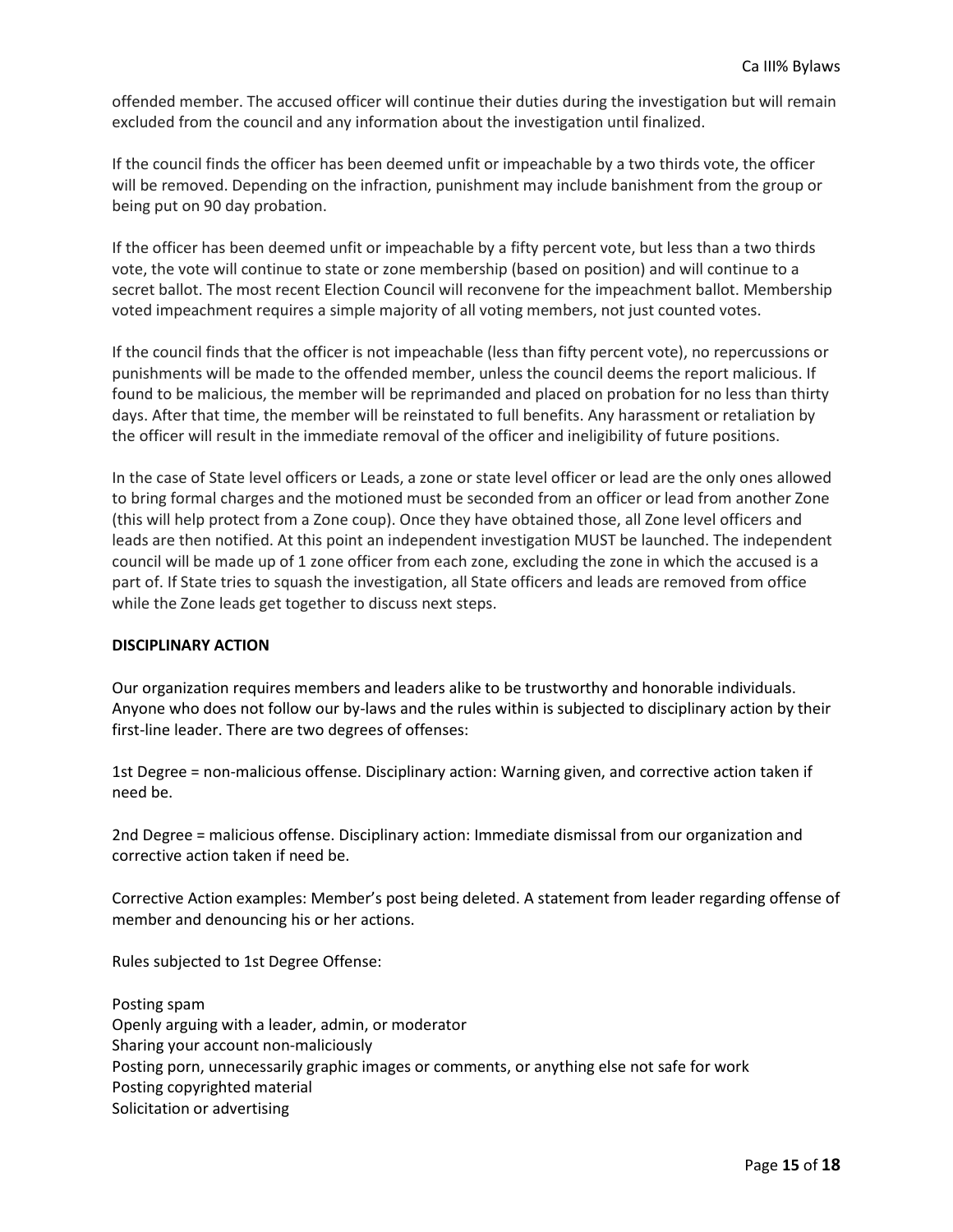offended member. The accused officer will continue their duties during the investigation but will remain excluded from the council and any information about the investigation until finalized.

If the council finds the officer has been deemed unfit or impeachable by a two thirds vote, the officer will be removed. Depending on the infraction, punishment may include banishment from the group or being put on 90 day probation.

If the officer has been deemed unfit or impeachable by a fifty percent vote, but less than a two thirds vote, the vote will continue to state or zone membership (based on position) and will continue to a secret ballot. The most recent Election Council will reconvene for the impeachment ballot. Membership voted impeachment requires a simple majority of all voting members, not just counted votes.

If the council finds that the officer is not impeachable (less than fifty percent vote), no repercussions or punishments will be made to the offended member, unless the council deems the report malicious. If found to be malicious, the member will be reprimanded and placed on probation for no less than thirty days. After that time, the member will be reinstated to full benefits. Any harassment or retaliation by the officer will result in the immediate removal of the officer and ineligibility of future positions.

In the case of State level officers or Leads, a zone or state level officer or lead are the only ones allowed to bring formal charges and the motioned must be seconded from an officer or lead from another Zone (this will help protect from a Zone coup). Once they have obtained those, all Zone level officers and leads are then notified. At this point an independent investigation MUST be launched. The independent council will be made up of 1 zone officer from each zone, excluding the zone in which the accused is a part of. If State tries to squash the investigation, all State officers and leads are removed from office while the Zone leads get together to discuss next steps.

**DISCIPLINARY ACTION**

Our organization requires members and leaders alike to be trustworthy and honorable individuals. Anyone who does not follow our by-laws and the rules within is subjected to disciplinary action by their first-line leader. There are two degrees of offenses:

1st Degree = non-malicious offense. Disciplinary action: Warning given, and corrective action taken if need be.

2nd Degree = malicious offense. Disciplinary action: Immediate dismissal from our organization and corrective action taken if need be.

Corrective Action examples: Member's post being deleted. A statement from leader regarding offense of member and denouncing his or her actions.

Rules subjected to 1st Degree Offense:

Posting spam
Openly arguing with a leader, admin, or moderator
Sharing your account non-maliciously
Posting porn, unnecessarily graphic images or comments, or anything else not safe for work
Posting copyrighted material
Solicitation or advertising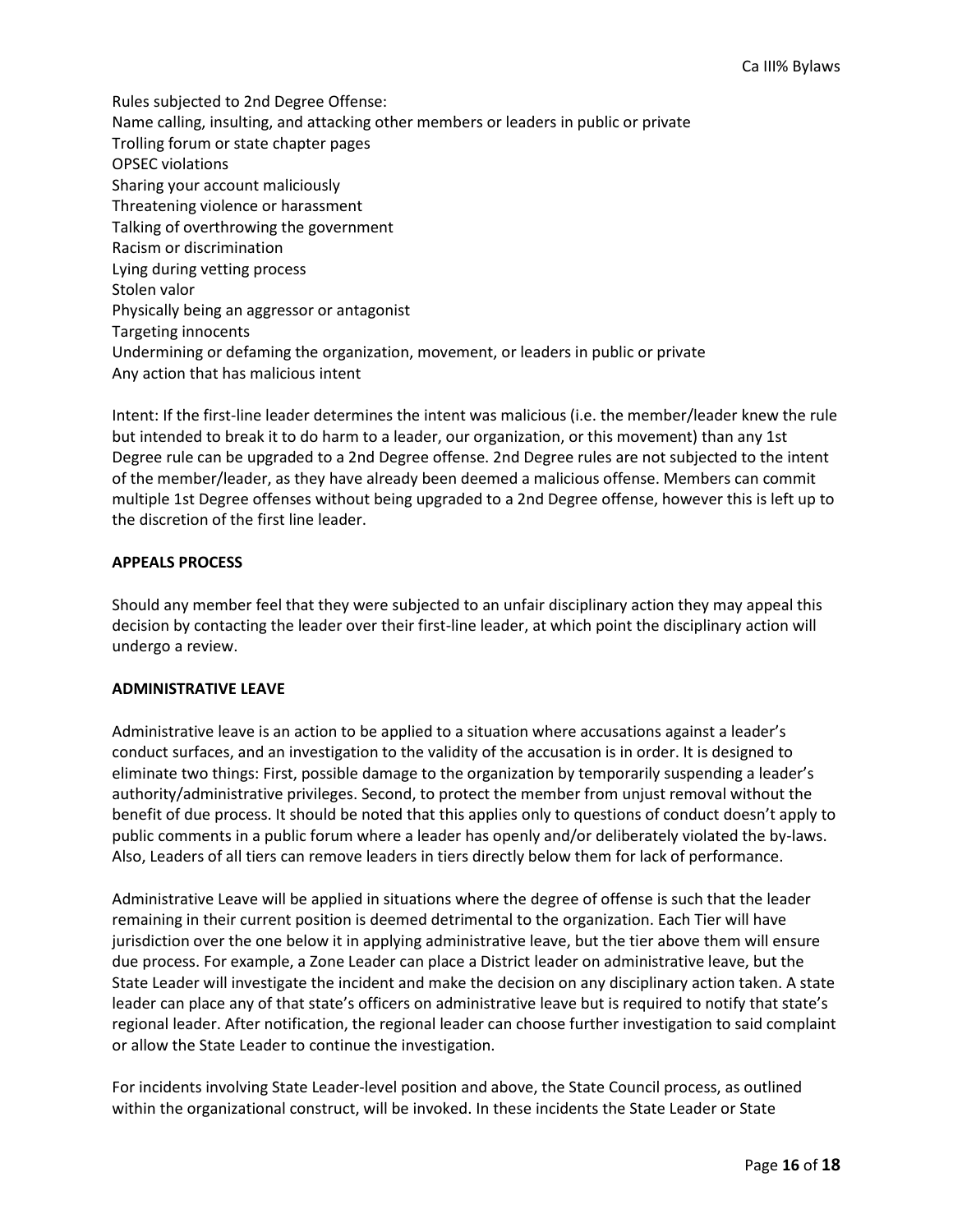Rules subjected to 2nd Degree Offense:
Name calling, insulting, and attacking other members or leaders in public or private
Trolling forum or state chapter pages
OPSEC violations
Sharing your account maliciously
Threatening violence or harassment
Talking of overthrowing the government
Racism or discrimination
Lying during vetting process
Stolen valor
Physically being an aggressor or antagonist
Targeting innocents
Undermining or defaming the organization, movement, or leaders in public or private
Any action that has malicious intent

Intent: If the first-line leader determines the intent was malicious (i.e. the member/leader knew the rule but intended to break it to do harm to a leader, our organization, or this movement) than any 1st Degree rule can be upgraded to a 2nd Degree offense. 2nd Degree rules are not subjected to the intent of the member/leader, as they have already been deemed a malicious offense. Members can commit multiple 1st Degree offenses without being upgraded to a 2nd Degree offense, however this is left up to the discretion of the first line leader.

**APPEALS PROCESS**

Should any member feel that they were subjected to an unfair disciplinary action they may appeal this decision by contacting the leader over their first-line leader, at which point the disciplinary action will undergo a review.

**ADMINISTRATIVE LEAVE**

Administrative leave is an action to be applied to a situation where accusations against a leader's conduct surfaces, and an investigation to the validity of the accusation is in order. It is designed to eliminate two things: First, possible damage to the organization by temporarily suspending a leader's authority/administrative privileges. Second, to protect the member from unjust removal without the benefit of due process. It should be noted that this applies only to questions of conduct doesn't apply to public comments in a public forum where a leader has openly and/or deliberately violated the by-laws. Also, Leaders of all tiers can remove leaders in tiers directly below them for lack of performance.

Administrative Leave will be applied in situations where the degree of offense is such that the leader remaining in their current position is deemed detrimental to the organization. Each Tier will have jurisdiction over the one below it in applying administrative leave, but the tier above them will ensure due process. For example, a Zone Leader can place a District leader on administrative leave, but the State Leader will investigate the incident and make the decision on any disciplinary action taken. A state leader can place any of that state's officers on administrative leave but is required to notify that state's regional leader. After notification, the regional leader can choose further investigation to said complaint or allow the State Leader to continue the investigation.

For incidents involving State Leader-level position and above, the State Council process, as outlined within the organizational construct, will be invoked. In these incidents the State Leader or State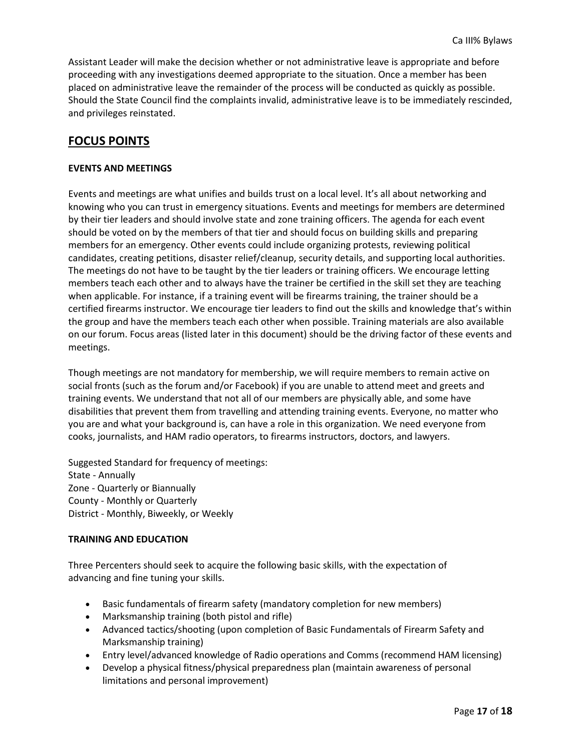Assistant Leader will make the decision whether or not administrative leave is appropriate and before proceeding with any investigations deemed appropriate to the situation. Once a member has been placed on administrative leave the remainder of the process will be conducted as quickly as possible. Should the State Council find the complaints invalid, administrative leave is to be immediately rescinded, and privileges reinstated.

## FOCUS POINTS

**EVENTS AND MEETINGS**

Events and meetings are what unifies and builds trust on a local level. It's all about networking and knowing who you can trust in emergency situations. Events and meetings for members are determined by their tier leaders and should involve state and zone training officers. The agenda for each event should be voted on by the members of that tier and should focus on building skills and preparing members for an emergency. Other events could include organizing protests, reviewing political candidates, creating petitions, disaster relief/cleanup, security details, and supporting local authorities. The meetings do not have to be taught by the tier leaders or training officers. We encourage letting members teach each other and to always have the trainer be certified in the skill set they are teaching when applicable. For instance, if a training event will be firearms training, the trainer should be a certified firearms instructor. We encourage tier leaders to find out the skills and knowledge that's within the group and have the members teach each other when possible. Training materials are also available on our forum. Focus areas (listed later in this document) should be the driving factor of these events and meetings.

Though meetings are not mandatory for membership, we will require members to remain active on social fronts (such as the forum and/or Facebook) if you are unable to attend meet and greets and training events. We understand that not all of our members are physically able, and some have disabilities that prevent them from travelling and attending training events. Everyone, no matter who you are and what your background is, can have a role in this organization. We need everyone from cooks, journalists, and HAM radio operators, to firearms instructors, doctors, and lawyers.

Suggested Standard for frequency of meetings:
State - Annually
Zone - Quarterly or Biannually
County - Monthly or Quarterly
District - Monthly, Biweekly, or Weekly

**TRAINING AND EDUCATION**

Three Percenters should seek to acquire the following basic skills, with the expectation of advancing and fine tuning your skills.

- Basic fundamentals of firearm safety (mandatory completion for new members)
- Marksmanship training (both pistol and rifle)
- Advanced tactics/shooting (upon completion of Basic Fundamentals of Firearm Safety and Marksmanship training)
- Entry level/advanced knowledge of Radio operations and Comms (recommend HAM licensing)
- Develop a physical fitness/physical preparedness plan (maintain awareness of personal limitations and personal improvement)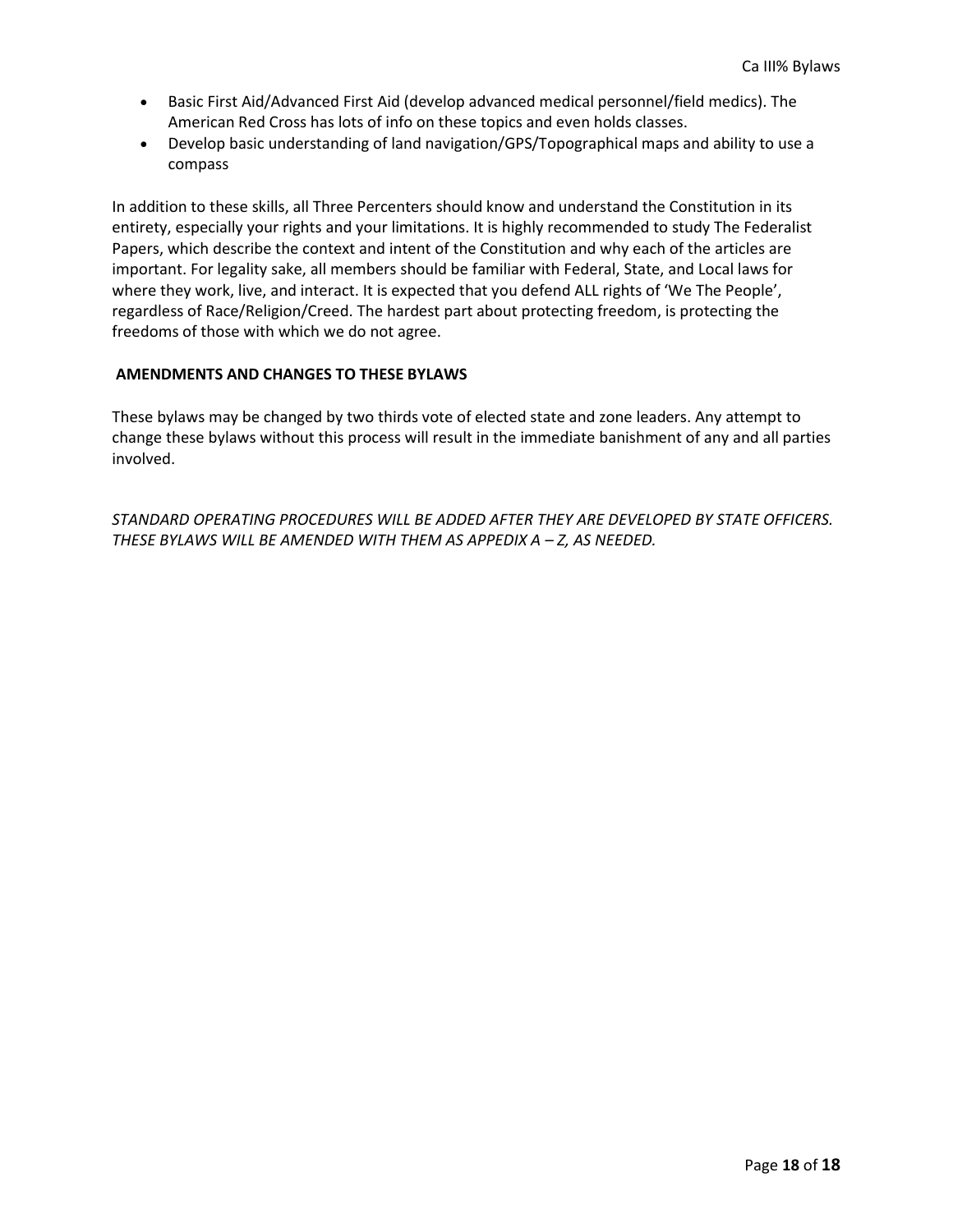- Basic First Aid/Advanced First Aid (develop advanced medical personnel/field medics). The American Red Cross has lots of info on these topics and even holds classes.
- Develop basic understanding of land navigation/GPS/Topographical maps and ability to use a compass

In addition to these skills, all Three Percenters should know and understand the Constitution in its entirety, especially your rights and your limitations. It is highly recommended to study The Federalist Papers, which describe the context and intent of the Constitution and why each of the articles are important. For legality sake, all members should be familiar with Federal, State, and Local laws for where they work, live, and interact. It is expected that you defend ALL rights of 'We The People', regardless of Race/Religion/Creed. The hardest part about protecting freedom, is protecting the freedoms of those with which we do not agree.

**AMENDMENTS AND CHANGES TO THESE BYLAWS**

These bylaws may be changed by two thirds vote of elected state and zone leaders. Any attempt to change these bylaws without this process will result in the immediate banishment of any and all parties involved.

*STANDARD OPERATING PROCEDURES WILL BE ADDED AFTER THEY ARE DEVELOPED BY STATE OFFICERS. THESE BYLAWS WILL BE AMENDED WITH THEM AS APPEDIX A – Z, AS NEEDED.*